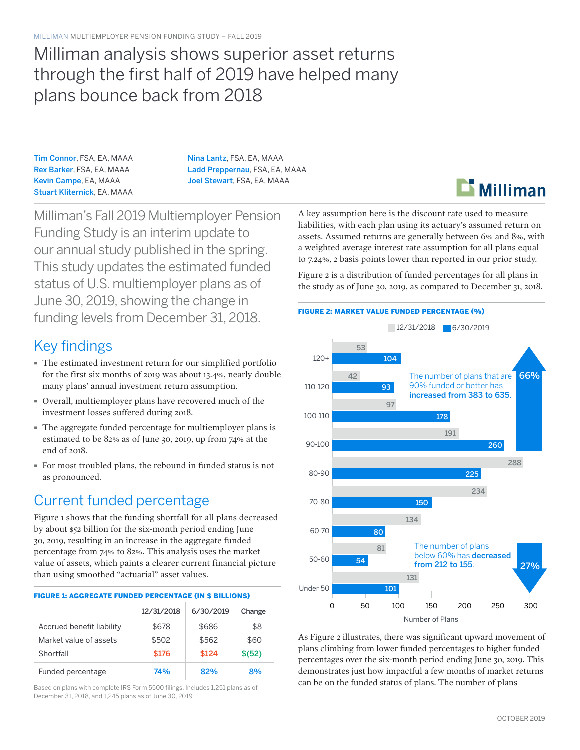MILLIMAN MULTIEMPLOYER PENSION FUNDING STUDY – FALL 2019

# Milliman analysis shows superior asset returns through the first half of 2019 have helped many plans bounce back from 2018

Tim Connor, FSA, EA, MAAA
Rex Barker, FSA, EA, MAAA
Kevin Campe, EA, MAAA
Stuart Kliternick, EA, MAAA
Nina Lantz, FSA, EA, MAAA
Ladd Preppernau, FSA, EA, MAAA
Joel Stewart, FSA, EA, MAAA

Milliman's Fall 2019 Multiemployer Pension Funding Study is an interim update to our annual study published in the spring. This study updates the estimated funded status of U.S. multiemployer plans as of June 30, 2019, showing the change in funding levels from December 31, 2018.

## Key findings

- The estimated investment return for our simplified portfolio for the first six months of 2019 was about 13.4%, nearly double many plans' annual investment return assumption.
- Overall, multiemployer plans have recovered much of the investment losses suffered during 2018.
- The aggregate funded percentage for multiemployer plans is estimated to be 82% as of June 30, 2019, up from 74% at the end of 2018.
- For most troubled plans, the rebound in funded status is not as pronounced.

## Current funded percentage

Figure 1 shows that the funding shortfall for all plans decreased by about $52 billion for the six-month period ending June 30, 2019, resulting in an increase in the aggregate funded percentage from 74% to 82%. This analysis uses the market value of assets, which paints a clearer current financial picture than using smoothed "actuarial" asset values.

**FIGURE 1: AGGREGATE FUNDED PERCENTAGE (IN $ BILLIONS)**

| | 12/31/2018 | 6/30/2019 | Change |
|---|---|---|---|
| Accrued benefit liability | $678 | $686 | $8 |
| Market value of assets | $502 | $562 | $60 |
| Shortfall | $176 | $124 | $(52) |
| Funded percentage | 74% | 82% | 8% |

Based on plans with complete IRS Form 5500 filings. Includes 1,251 plans as of December 31, 2018, and 1,245 plans as of June 30, 2019.

A key assumption here is the discount rate used to measure liabilities, with each plan using its actuary's assumed return on assets. Assumed returns are generally between 6% and 8%, with a weighted average interest rate assumption for all plans equal to 7.24%, 2 basis points lower than reported in our prior study.

Figure 2 is a distribution of funded percentages for all plans in the study as of June 30, 2019, as compared to December 31, 2018.

**FIGURE 2: MARKET VALUE FUNDED PERCENTAGE (%)**

| Funded percentage | 12/31/2018 | 6/30/2019 |
|---|---|---|
| 120+ | 53 | 104 |
| 110-120 | 42 | 93 |
| 100-110 | 97 | 178 |
| 90-100 | 191 | 260 |
| 80-90 | 288 | 225 |
| 70-80 | 234 | 150 |
| 60-70 | 134 | 80 |
| 50-60 | 81 | 54 |
| Under 50 | 131 | 101 |

Number of Plans

The number of plans that are 90% funded or better has **increased from 383 to 635**. 66%

The number of plans below 60% has **decreased from 212 to 155**. 27%

As Figure 2 illustrates, there was significant upward movement of plans climbing from lower funded percentages to higher funded percentages over the six-month period ending June 30, 2019. This demonstrates just how impactful a few months of market returns can be on the funded status of plans. The number of plans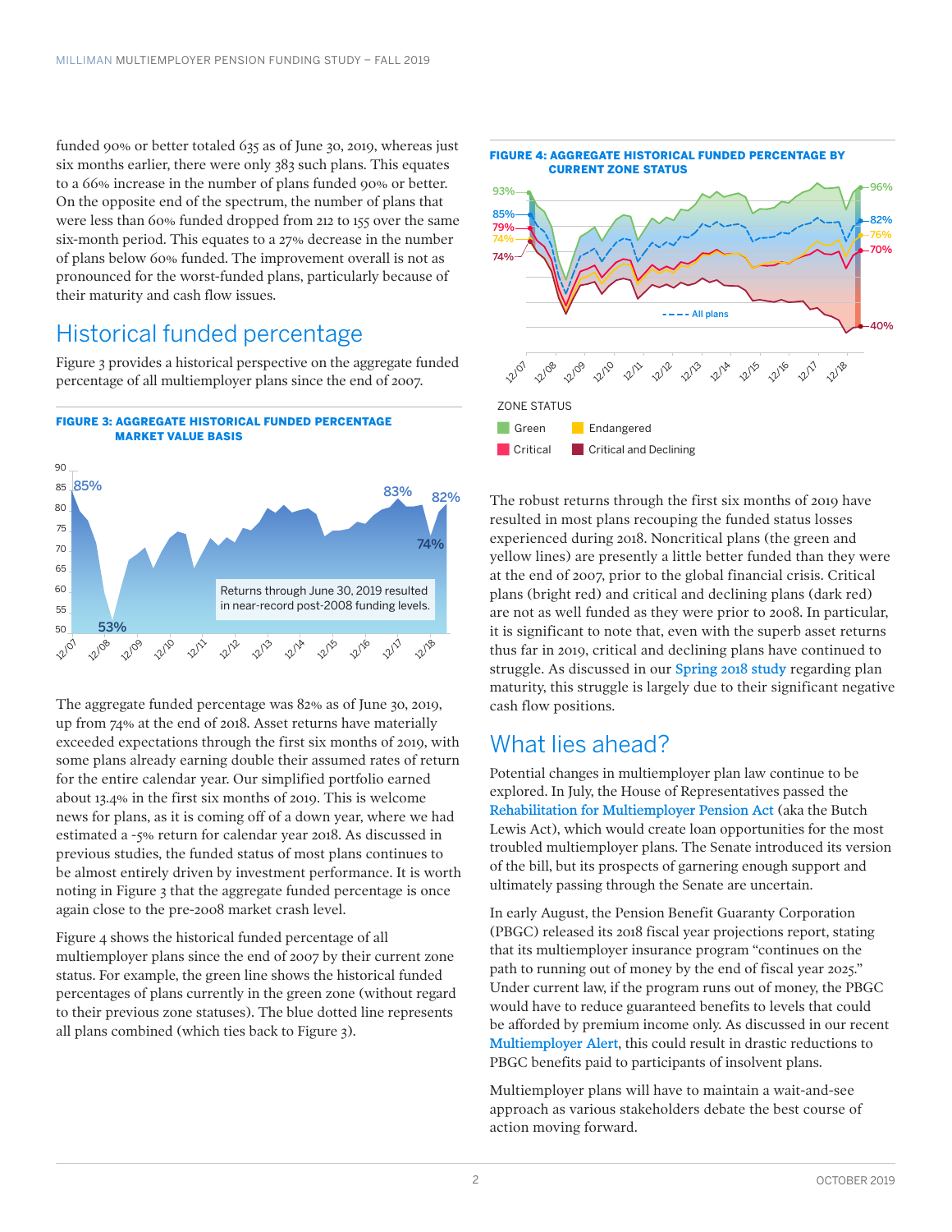funded 90% or better totaled 635 as of June 30, 2019, whereas just six months earlier, there were only 383 such plans. This equates to a 66% increase in the number of plans funded 90% or better. On the opposite end of the spectrum, the number of plans that were less than 60% funded dropped from 212 to 155 over the same six-month period. This equates to a 27% decrease in the number of plans below 60% funded. The improvement overall is not as pronounced for the worst-funded plans, particularly because of their maturity and cash flow issues.

## Historical funded percentage

Figure 3 provides a historical perspective on the aggregate funded percentage of all multiemployer plans since the end of 2007.

**FIGURE 3: AGGREGATE HISTORICAL FUNDED PERCENTAGE MARKET VALUE BASIS**

Returns through June 30, 2019 resulted in near-record post-2008 funding levels.

The aggregate funded percentage was 82% as of June 30, 2019, up from 74% at the end of 2018. Asset returns have materially exceeded expectations through the first six months of 2019, with some plans already earning double their assumed rates of return for the entire calendar year. Our simplified portfolio earned about 13.4% in the first six months of 2019. This is welcome news for plans, as it is coming off of a down year, where we had estimated a -5% return for calendar year 2018. As discussed in previous studies, the funded status of most plans continues to be almost entirely driven by investment performance. It is worth noting in Figure 3 that the aggregate funded percentage is once again close to the pre-2008 market crash level.

Figure 4 shows the historical funded percentage of all multiemployer plans since the end of 2007 by their current zone status. For example, the green line shows the historical funded percentages of plans currently in the green zone (without regard to their previous zone statuses). The blue dotted line represents all plans combined (which ties back to Figure 3).

**FIGURE 4: AGGREGATE HISTORICAL FUNDED PERCENTAGE BY CURRENT ZONE STATUS**

The robust returns through the first six months of 2019 have resulted in most plans recouping the funded status losses experienced during 2018. Noncritical plans (the green and yellow lines) are presently a little better funded than they were at the end of 2007, prior to the global financial crisis. Critical plans (bright red) and critical and declining plans (dark red) are not as well funded as they were prior to 2008. In particular, it is significant to note that, even with the superb asset returns thus far in 2019, critical and declining plans have continued to struggle. As discussed in our Spring 2018 study regarding plan maturity, this struggle is largely due to their significant negative cash flow positions.

## What lies ahead?

Potential changes in multiemployer plan law continue to be explored. In July, the House of Representatives passed the Rehabilitation for Multiemployer Pension Act (aka the Butch Lewis Act), which would create loan opportunities for the most troubled multiemployer plans. The Senate introduced its version of the bill, but its prospects of garnering enough support and ultimately passing through the Senate are uncertain.

In early August, the Pension Benefit Guaranty Corporation (PBGC) released its 2018 fiscal year projections report, stating that its multiemployer insurance program "continues on the path to running out of money by the end of fiscal year 2025." Under current law, if the program runs out of money, the PBGC would have to reduce guaranteed benefits to levels that could be afforded by premium income only. As discussed in our recent Multiemployer Alert, this could result in drastic reductions to PBGC benefits paid to participants of insolvent plans.

Multiemployer plans will have to maintain a wait-and-see approach as various stakeholders debate the best course of action moving forward.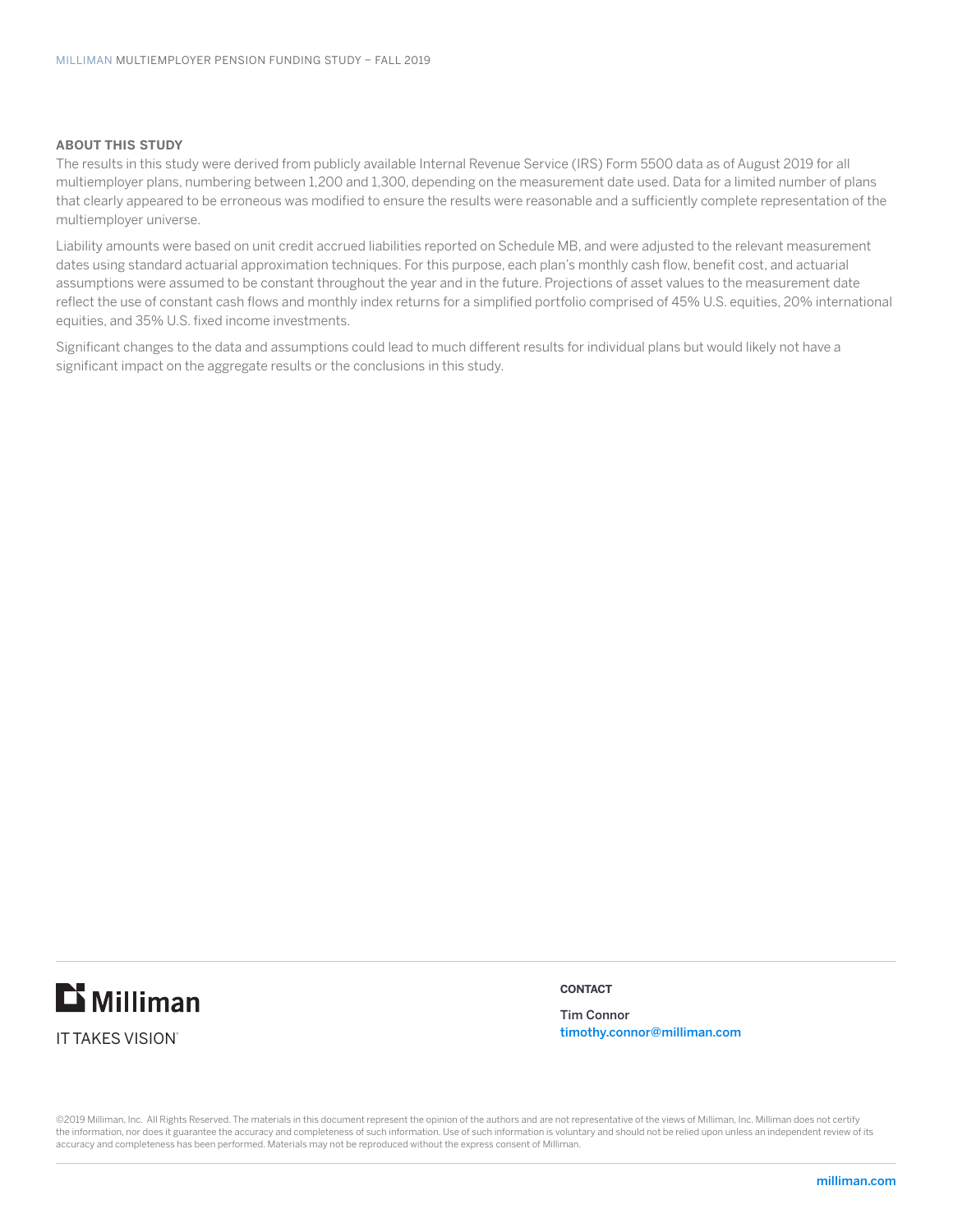## ABOUT THIS STUDY

The results in this study were derived from publicly available Internal Revenue Service (IRS) Form 5500 data as of August 2019 for all multiemployer plans, numbering between 1,200 and 1,300, depending on the measurement date used. Data for a limited number of plans that clearly appeared to be erroneous was modified to ensure the results were reasonable and a sufficiently complete representation of the multiemployer universe.

Liability amounts were based on unit credit accrued liabilities reported on Schedule MB, and were adjusted to the relevant measurement dates using standard actuarial approximation techniques. For this purpose, each plan's monthly cash flow, benefit cost, and actuarial assumptions were assumed to be constant throughout the year and in the future. Projections of asset values to the measurement date reflect the use of constant cash flows and monthly index returns for a simplified portfolio comprised of 45% U.S. equities, 20% international equities, and 35% U.S. fixed income investments.

Significant changes to the data and assumptions could lead to much different results for individual plans but would likely not have a significant impact on the aggregate results or the conclusions in this study.

Milliman

IT TAKES VISION

**CONTACT**

**Tim Connor**
**timothy.connor@milliman.com**

©2019 Milliman, Inc. All Rights Reserved. The materials in this document represent the opinion of the authors and are not representative of the views of Milliman, Inc. Milliman does not certify the information, nor does it guarantee the accuracy and completeness of such information. Use of such information is voluntary and should not be relied upon unless an independent review of its accuracy and completeness has been performed. Materials may not be reproduced without the express consent of Milliman.

milliman.com